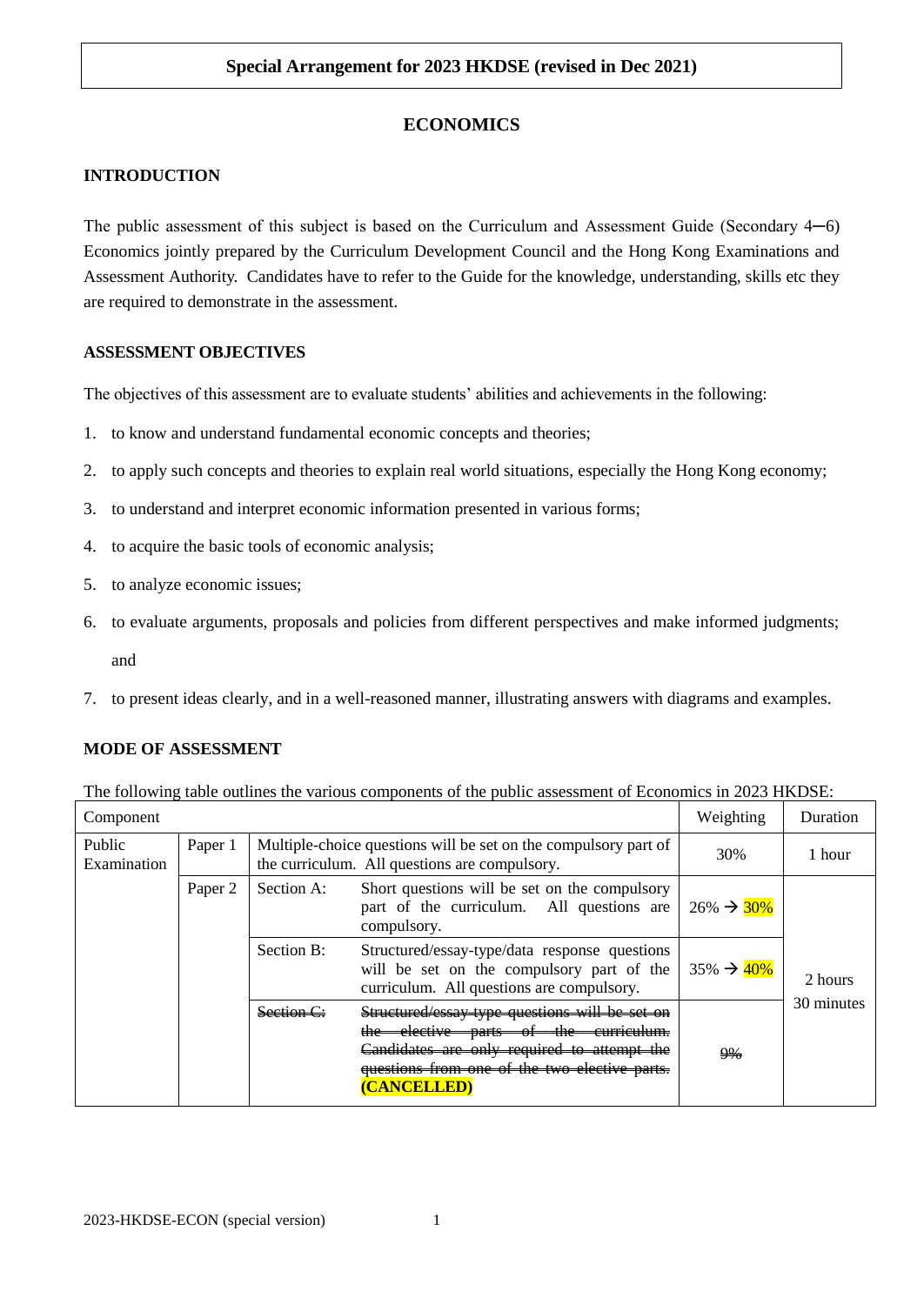**Special Arrangement for 2023 HKDSE (revised in Dec 2021)**

# ECONOMICS

## INTRODUCTION

The public assessment of this subject is based on the Curriculum and Assessment Guide (Secondary 4–6) Economics jointly prepared by the Curriculum Development Council and the Hong Kong Examinations and Assessment Authority. Candidates have to refer to the Guide for the knowledge, understanding, skills etc they are required to demonstrate in the assessment.

## ASSESSMENT OBJECTIVES

The objectives of this assessment are to evaluate students' abilities and achievements in the following:

1. to know and understand fundamental economic concepts and theories;
2. to apply such concepts and theories to explain real world situations, especially the Hong Kong economy;
3. to understand and interpret economic information presented in various forms;
4. to acquire the basic tools of economic analysis;
5. to analyze economic issues;
6. to evaluate arguments, proposals and policies from different perspectives and make informed judgments; and
7. to present ideas clearly, and in a well-reasoned manner, illustrating answers with diagrams and examples.

## MODE OF ASSESSMENT

The following table outlines the various components of the public assessment of Economics in 2023 HKDSE:

| Component | | | | Weighting | Duration |
|---|---|---|---|---|---|
| Public Examination | Paper 1 | Multiple-choice questions will be set on the compulsory part of the curriculum. All questions are compulsory. | | 30% | 1 hour |
| | Paper 2 | Section A: | Short questions will be set on the compulsory part of the curriculum. All questions are compulsory. | 26% → 30% | 2 hours 30 minutes |
| | | Section B: | Structured/essay-type/data response questions will be set on the compulsory part of the curriculum. All questions are compulsory. | 35% → 40% | |
| | | ~~Section C:~~ | ~~Structured/essay-type questions will be set on the elective parts of the curriculum. Candidates are only required to attempt the questions from one of the two elective parts.~~ **(CANCELLED)** | ~~9%~~ | |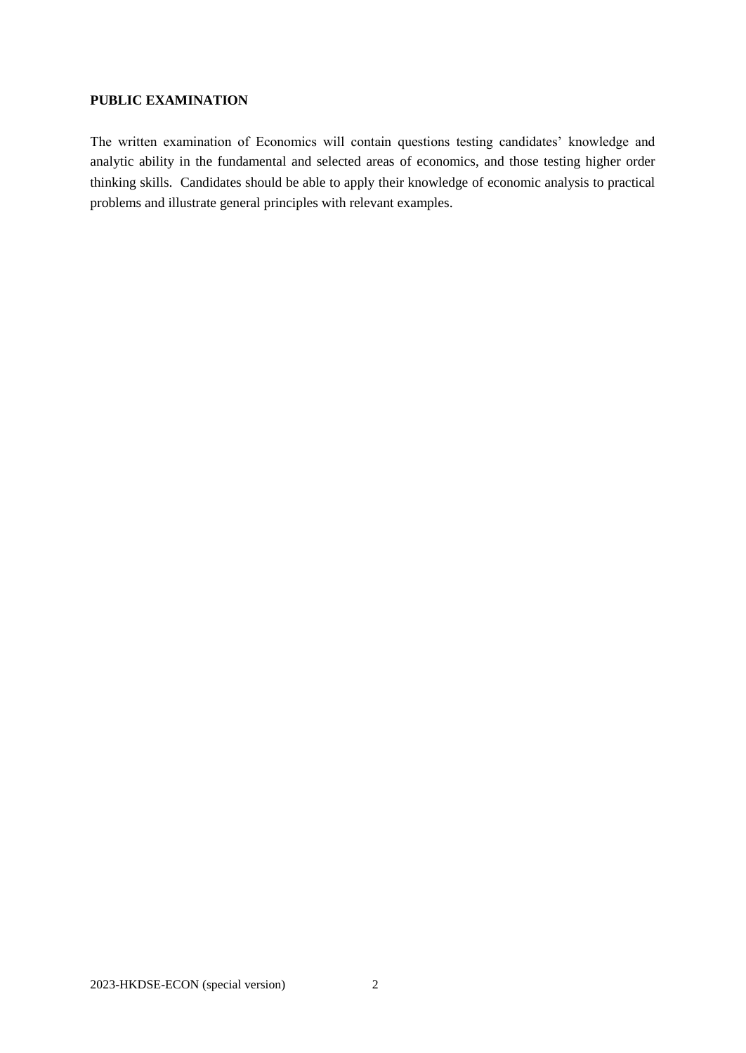**PUBLIC EXAMINATION**

The written examination of Economics will contain questions testing candidates' knowledge and analytic ability in the fundamental and selected areas of economics, and those testing higher order thinking skills. Candidates should be able to apply their knowledge of economic analysis to practical problems and illustrate general principles with relevant examples.